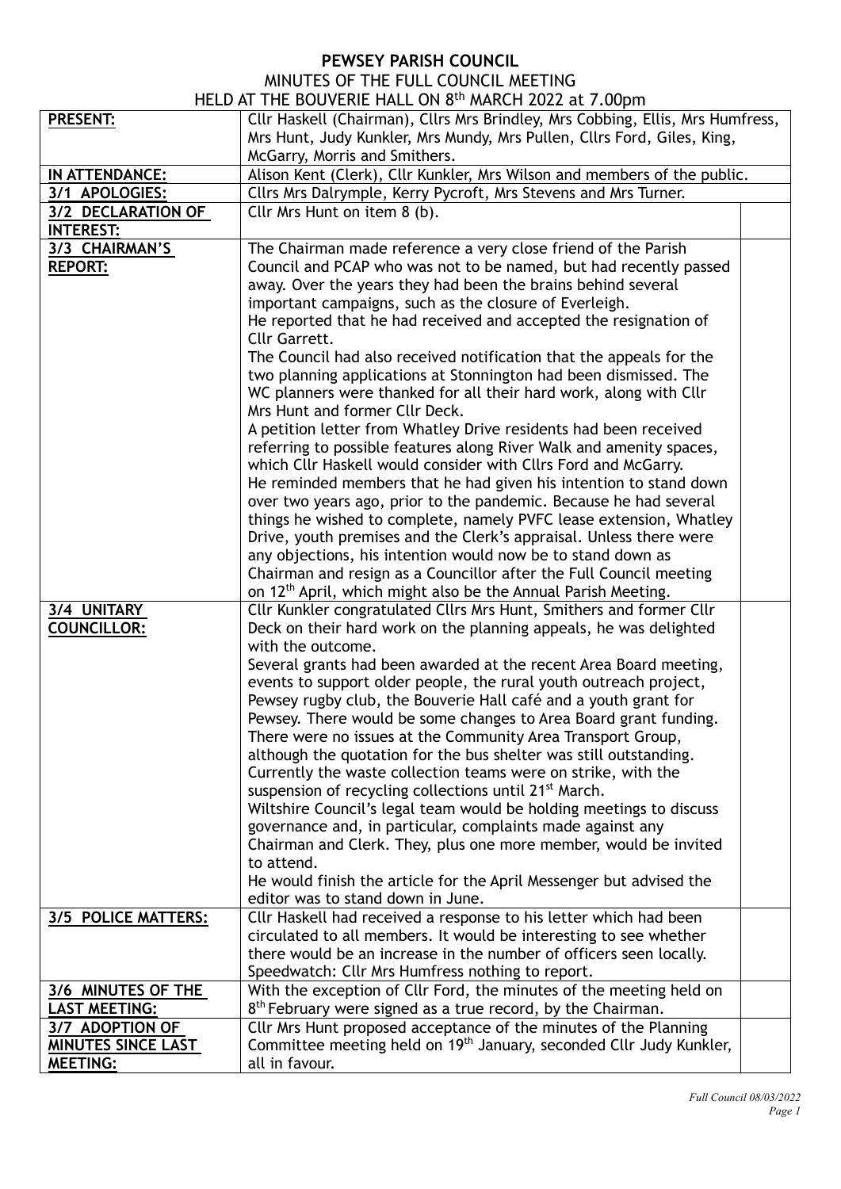# PEWSEY PARISH COUNCIL

MINUTES OF THE FULL COUNCIL MEETING

HELD AT THE BOUVERIE HALL ON 8th MARCH 2022 at 7.00pm

| | | |
|---|---|---|
| **PRESENT:** | Cllr Haskell (Chairman), Cllrs Mrs Brindley, Mrs Cobbing, Ellis, Mrs Humfress, Mrs Hunt, Judy Kunkler, Mrs Mundy, Mrs Pullen, Cllrs Ford, Giles, King, McGarry, Morris and Smithers. | |
| **IN ATTENDANCE:** | Alison Kent (Clerk), Cllr Kunkler, Mrs Wilson and members of the public. | |
| **3/1 APOLOGIES:** | Cllrs Mrs Dalrymple, Kerry Pycroft, Mrs Stevens and Mrs Turner. | |
| **3/2 DECLARATION OF INTEREST:** | Cllr Mrs Hunt on item 8 (b). | |
| **3/3 CHAIRMAN'S REPORT:** | The Chairman made reference a very close friend of the Parish Council and PCAP who was not to be named, but had recently passed away. Over the years they had been the brains behind several important campaigns, such as the closure of Everleigh.<br>He reported that he had received and accepted the resignation of Cllr Garrett.<br>The Council had also received notification that the appeals for the two planning applications at Stonnington had been dismissed. The WC planners were thanked for all their hard work, along with Cllr Mrs Hunt and former Cllr Deck.<br>A petition letter from Whatley Drive residents had been received referring to possible features along River Walk and amenity spaces, which Cllr Haskell would consider with Cllrs Ford and McGarry.<br>He reminded members that he had given his intention to stand down over two years ago, prior to the pandemic. Because he had several things he wished to complete, namely PVFC lease extension, Whatley Drive, youth premises and the Clerk's appraisal. Unless there were any objections, his intention would now be to stand down as Chairman and resign as a Councillor after the Full Council meeting on 12th April, which might also be the Annual Parish Meeting. | |
| **3/4 UNITARY COUNCILLOR:** | Cllr Kunkler congratulated Cllrs Mrs Hunt, Smithers and former Cllr Deck on their hard work on the planning appeals, he was delighted with the outcome.<br>Several grants had been awarded at the recent Area Board meeting, events to support older people, the rural youth outreach project, Pewsey rugby club, the Bouverie Hall café and a youth grant for Pewsey. There would be some changes to Area Board grant funding.<br>There were no issues at the Community Area Transport Group, although the quotation for the bus shelter was still outstanding.<br>Currently the waste collection teams were on strike, with the suspension of recycling collections until 21st March.<br>Wiltshire Council's legal team would be holding meetings to discuss governance and, in particular, complaints made against any Chairman and Clerk. They, plus one more member, would be invited to attend.<br>He would finish the article for the April Messenger but advised the editor was to stand down in June. | |
| **3/5 POLICE MATTERS:** | Cllr Haskell had received a response to his letter which had been circulated to all members. It would be interesting to see whether there would be an increase in the number of officers seen locally.<br>Speedwatch: Cllr Mrs Humfress nothing to report. | |
| **3/6 MINUTES OF THE LAST MEETING:** | With the exception of Cllr Ford, the minutes of the meeting held on 8th February were signed as a true record, by the Chairman. | |
| **3/7 ADOPTION OF MINUTES SINCE LAST MEETING:** | Cllr Mrs Hunt proposed acceptance of the minutes of the Planning Committee meeting held on 19th January, seconded Cllr Judy Kunkler, all in favour. | |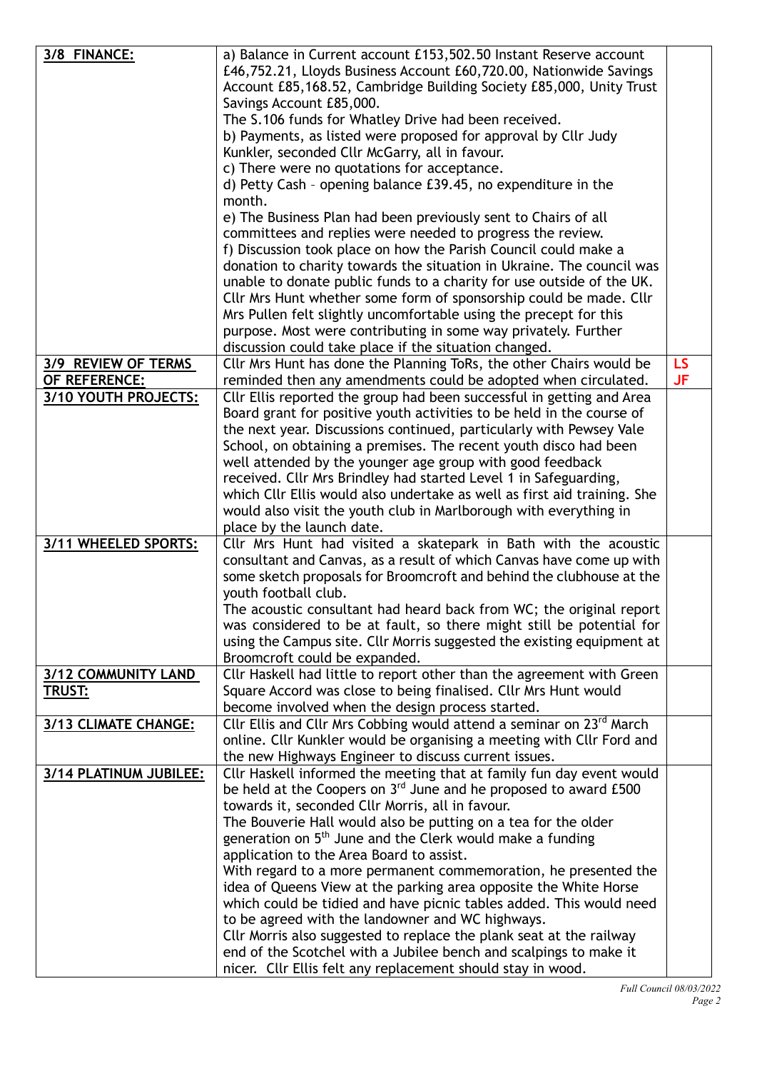| | | |
|---|---|---|
| **3/8 FINANCE:** | a) Balance in Current account £153,502.50 Instant Reserve account £46,752.21, Lloyds Business Account £60,720.00, Nationwide Savings Account £85,168.52, Cambridge Building Society £85,000, Unity Trust Savings Account £85,000.<br>The S.106 funds for Whatley Drive had been received.<br>b) Payments, as listed were proposed for approval by Cllr Judy Kunkler, seconded Cllr McGarry, all in favour.<br>c) There were no quotations for acceptance.<br>d) Petty Cash – opening balance £39.45, no expenditure in the month.<br>e) The Business Plan had been previously sent to Chairs of all committees and replies were needed to progress the review.<br>f) Discussion took place on how the Parish Council could make a donation to charity towards the situation in Ukraine. The council was unable to donate public funds to a charity for use outside of the UK. Cllr Mrs Hunt whether some form of sponsorship could be made. Cllr Mrs Pullen felt slightly uncomfortable using the precept for this purpose. Most were contributing in some way privately. Further discussion could take place if the situation changed. | |
| **3/9 REVIEW OF TERMS OF REFERENCE:** | Cllr Mrs Hunt has done the Planning ToRs, the other Chairs would be reminded then any amendments could be adopted when circulated. | **LS**<br>**JF** |
| **3/10 YOUTH PROJECTS:** | Cllr Ellis reported the group had been successful in getting and Area Board grant for positive youth activities to be held in the course of the next year. Discussions continued, particularly with Pewsey Vale School, on obtaining a premises. The recent youth disco had been well attended by the younger age group with good feedback received. Cllr Mrs Brindley had started Level 1 in Safeguarding, which Cllr Ellis would also undertake as well as first aid training. She would also visit the youth club in Marlborough with everything in place by the launch date. | |
| **3/11 WHEELED SPORTS:** | Cllr Mrs Hunt had visited a skatepark in Bath with the acoustic consultant and Canvas, as a result of which Canvas have come up with some sketch proposals for Broomcroft and behind the clubhouse at the youth football club.<br>The acoustic consultant had heard back from WC; the original report was considered to be at fault, so there might still be potential for using the Campus site. Cllr Morris suggested the existing equipment at Broomcroft could be expanded. | |
| **3/12 COMMUNITY LAND TRUST:** | Cllr Haskell had little to report other than the agreement with Green Square Accord was close to being finalised. Cllr Mrs Hunt would become involved when the design process started. | |
| **3/13 CLIMATE CHANGE:** | Cllr Ellis and Cllr Mrs Cobbing would attend a seminar on 23rd March online. Cllr Kunkler would be organising a meeting with Cllr Ford and the new Highways Engineer to discuss current issues. | |
| **3/14 PLATINUM JUBILEE:** | Cllr Haskell informed the meeting that at family fun day event would be held at the Coopers on 3rd June and he proposed to award £500 towards it, seconded Cllr Morris, all in favour.<br>The Bouverie Hall would also be putting on a tea for the older generation on 5th June and the Clerk would make a funding application to the Area Board to assist.<br>With regard to a more permanent commemoration, he presented the idea of Queens View at the parking area opposite the White Horse which could be tidied and have picnic tables added. This would need to be agreed with the landowner and WC highways.<br>Cllr Morris also suggested to replace the plank seat at the railway end of the Scotchel with a Jubilee bench and scalpings to make it nicer. Cllr Ellis felt any replacement should stay in wood. | |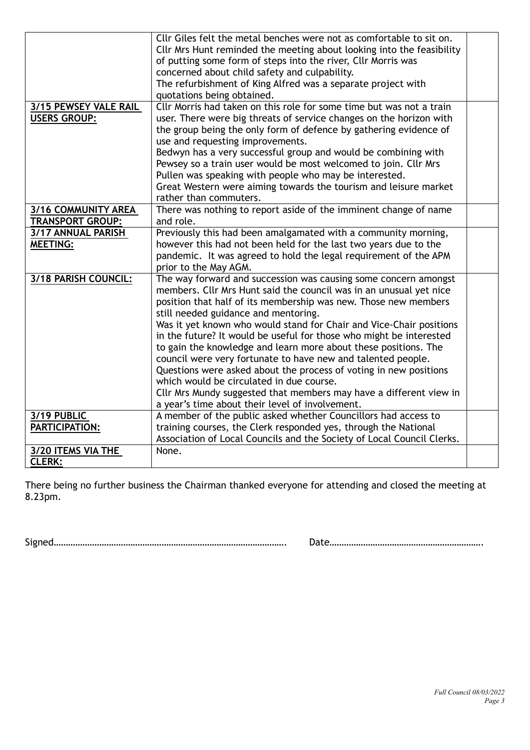| | | |
|---|---|---|
| | Cllr Giles felt the metal benches were not as comfortable to sit on. Cllr Mrs Hunt reminded the meeting about looking into the feasibility of putting some form of steps into the river, Cllr Morris was concerned about child safety and culpability.<br>The refurbishment of King Alfred was a separate project with quotations being obtained. | |
| **3/15 PEWSEY VALE RAIL USERS GROUP:** | Cllr Morris had taken on this role for some time but was not a train user. There were big threats of service changes on the horizon with the group being the only form of defence by gathering evidence of use and requesting improvements.<br>Bedwyn has a very successful group and would be combining with Pewsey so a train user would be most welcomed to join. Cllr Mrs Pullen was speaking with people who may be interested.<br>Great Western were aiming towards the tourism and leisure market rather than commuters. | |
| **3/16 COMMUNITY AREA TRANSPORT GROUP:** | There was nothing to report aside of the imminent change of name and role. | |
| **3/17 ANNUAL PARISH MEETING:** | Previously this had been amalgamated with a community morning, however this had not been held for the last two years due to the pandemic. It was agreed to hold the legal requirement of the APM prior to the May AGM. | |
| **3/18 PARISH COUNCIL:** | The way forward and succession was causing some concern amongst members. Cllr Mrs Hunt said the council was in an unusual yet nice position that half of its membership was new. Those new members still needed guidance and mentoring.<br>Was it yet known who would stand for Chair and Vice-Chair positions in the future? It would be useful for those who might be interested to gain the knowledge and learn more about these positions. The council were very fortunate to have new and talented people.<br>Questions were asked about the process of voting in new positions which would be circulated in due course.<br>Cllr Mrs Mundy suggested that members may have a different view in a year's time about their level of involvement. | |
| **3/19 PUBLIC PARTICIPATION:** | A member of the public asked whether Councillors had access to training courses, the Clerk responded yes, through the National Association of Local Councils and the Society of Local Council Clerks. | |
| **3/20 ITEMS VIA THE CLERK:** | None. | |

There being no further business the Chairman thanked everyone for attending and closed the meeting at 8.23pm.

Signed……………………………………………………………………………………. Date…………………………………………………….

*Full Council 08/03/2022*